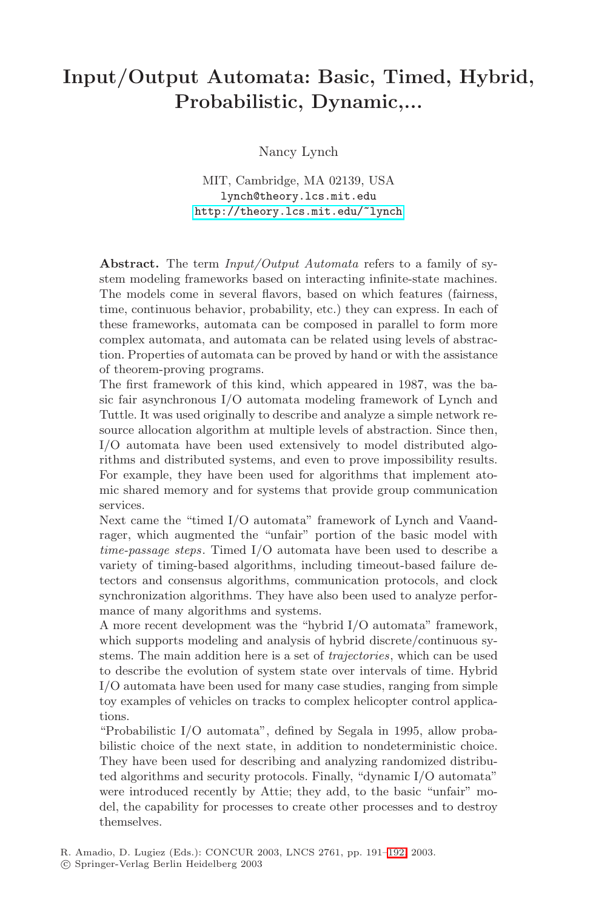# Input/Output Automata: Basic, Timed, Hybrid, Probabilistic, Dynamic,...

Nancy Lynch

MIT, Cambridge, MA 02139, USA
lynch@theory.lcs.mit.edu
http://theory.lcs.mit.edu/~lynch

**Abstract.** The term *Input/Output Automata* refers to a family of system modeling frameworks based on interacting infinite-state machines. The models come in several flavors, based on which features (fairness, time, continuous behavior, probability, etc.) they can express. In each of these frameworks, automata can be composed in parallel to form more complex automata, and automata can be related using levels of abstraction. Properties of automata can be proved by hand or with the assistance of theorem-proving programs.

The first framework of this kind, which appeared in 1987, was the basic fair asynchronous I/O automata modeling framework of Lynch and Tuttle. It was used originally to describe and analyze a simple network resource allocation algorithm at multiple levels of abstraction. Since then, I/O automata have been used extensively to model distributed algorithms and distributed systems, and even to prove impossibility results. For example, they have been used for algorithms that implement atomic shared memory and for systems that provide group communication services.

Next came the "timed I/O automata" framework of Lynch and Vaandrager, which augmented the "unfair" portion of the basic model with *time-passage steps*. Timed I/O automata have been used to describe a variety of timing-based algorithms, including timeout-based failure detectors and consensus algorithms, communication protocols, and clock synchronization algorithms. They have also been used to analyze performance of many algorithms and systems.

A more recent development was the "hybrid I/O automata" framework, which supports modeling and analysis of hybrid discrete/continuous systems. The main addition here is a set of *trajectories*, which can be used to describe the evolution of system state over intervals of time. Hybrid I/O automata have been used for many case studies, ranging from simple toy examples of vehicles on tracks to complex helicopter control applications.

"Probabilistic I/O automata", defined by Segala in 1995, allow probabilistic choice of the next state, in addition to nondeterministic choice. They have been used for describing and analyzing randomized distributed algorithms and security protocols. Finally, "dynamic I/O automata" were introduced recently by Attie; they add, to the basic "unfair" model, the capability for processes to create other processes and to destroy themselves.

R. Amadio, D. Lugiez (Eds.): CONCUR 2003, LNCS 2761, pp. 191–192, 2003.
© Springer-Verlag Berlin Heidelberg 2003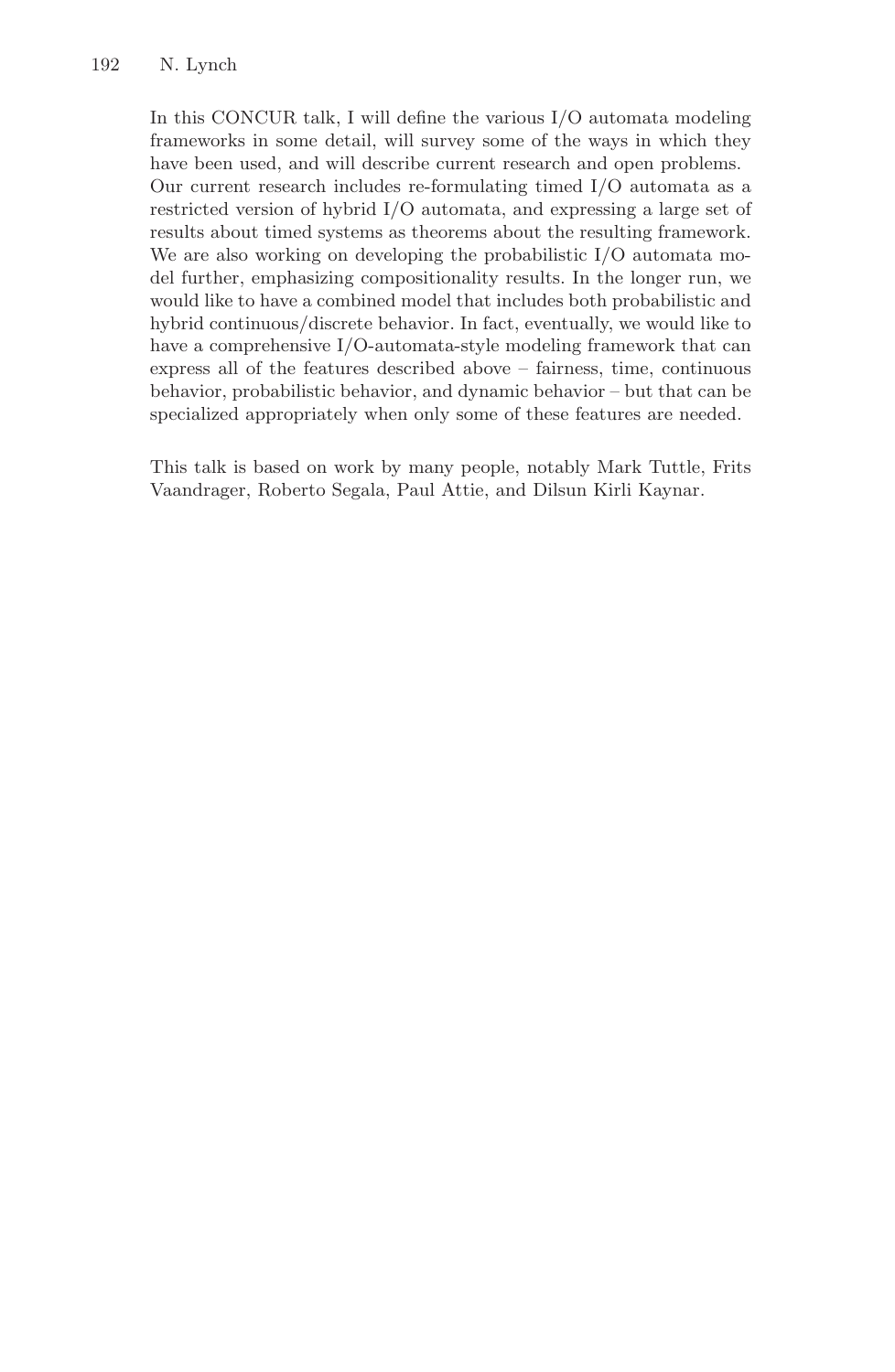In this CONCUR talk, I will define the various I/O automata modeling frameworks in some detail, will survey some of the ways in which they have been used, and will describe current research and open problems. Our current research includes re-formulating timed I/O automata as a restricted version of hybrid I/O automata, and expressing a large set of results about timed systems as theorems about the resulting framework. We are also working on developing the probabilistic I/O automata model further, emphasizing compositionality results. In the longer run, we would like to have a combined model that includes both probabilistic and hybrid continuous/discrete behavior. In fact, eventually, we would like to have a comprehensive I/O-automata-style modeling framework that can express all of the features described above – fairness, time, continuous behavior, probabilistic behavior, and dynamic behavior – but that can be specialized appropriately when only some of these features are needed.

This talk is based on work by many people, notably Mark Tuttle, Frits Vaandrager, Roberto Segala, Paul Attie, and Dilsun Kirli Kaynar.